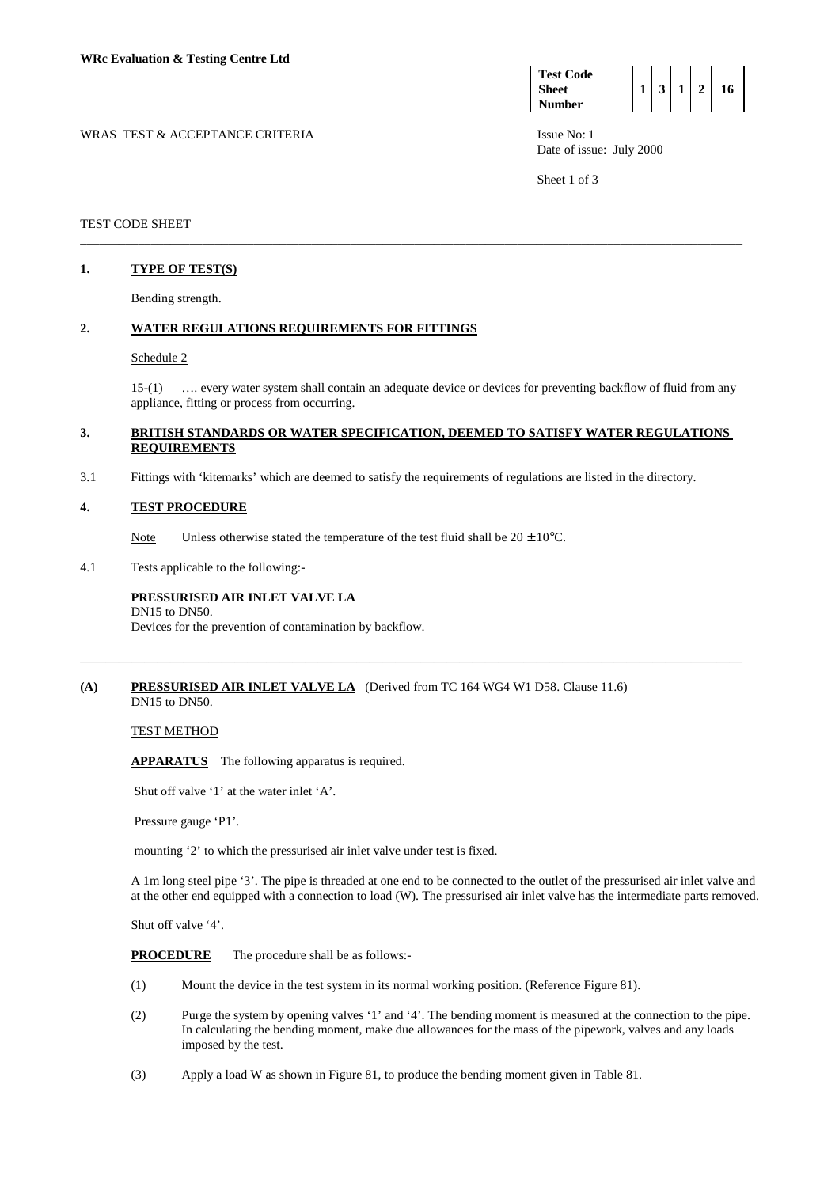**WRc Evaluation & Testing Centre Ltd**

| Test Code Sheet Number | 1 | 3 | 1 | 2 | 16 |
|---|---|---|---|---|---|

WRAS TEST & ACCEPTANCE CRITERIA

Issue No: 1
Date of issue: July 2000

TEST CODE SHEET

---

## 1. TYPE OF TEST(S)

Bending strength.

## 2. WATER REGULATIONS REQUIREMENTS FOR FITTINGS

Schedule 2

15-(1) …. every water system shall contain an adequate device or devices for preventing backflow of fluid from any appliance, fitting or process from occurring.

## 3. BRITISH STANDARDS OR WATER SPECIFICATION, DEEMED TO SATISFY WATER REGULATIONS REQUIREMENTS

3.1 Fittings with 'kitemarks' which are deemed to satisfy the requirements of regulations are listed in the directory.

## 4. TEST PROCEDURE

Note Unless otherwise stated the temperature of the test fluid shall be 20 ± 10°C.

4.1 Tests applicable to the following:-

**PRESSURISED AIR INLET VALVE LA**
DN15 to DN50.
Devices for the prevention of contamination by backflow.

---

## (A) PRESSURISED AIR INLET VALVE LA (Derived from TC 164 WG4 W1 D58. Clause 11.6)
DN15 to DN50.

TEST METHOD

**APPARATUS** The following apparatus is required.

Shut off valve '1' at the water inlet 'A'.

Pressure gauge 'P1'.

mounting '2' to which the pressurised air inlet valve under test is fixed.

A 1m long steel pipe '3'. The pipe is threaded at one end to be connected to the outlet of the pressurised air inlet valve and at the other end equipped with a connection to load (W). The pressurised air inlet valve has the intermediate parts removed.

Shut off valve '4'.

**PROCEDURE** The procedure shall be as follows:-

(1) Mount the device in the test system in its normal working position. (Reference Figure 81).

(2) Purge the system by opening valves '1' and '4'. The bending moment is measured at the connection to the pipe. In calculating the bending moment, make due allowances for the mass of the pipework, valves and any loads imposed by the test.

(3) Apply a load W as shown in Figure 81, to produce the bending moment given in Table 81.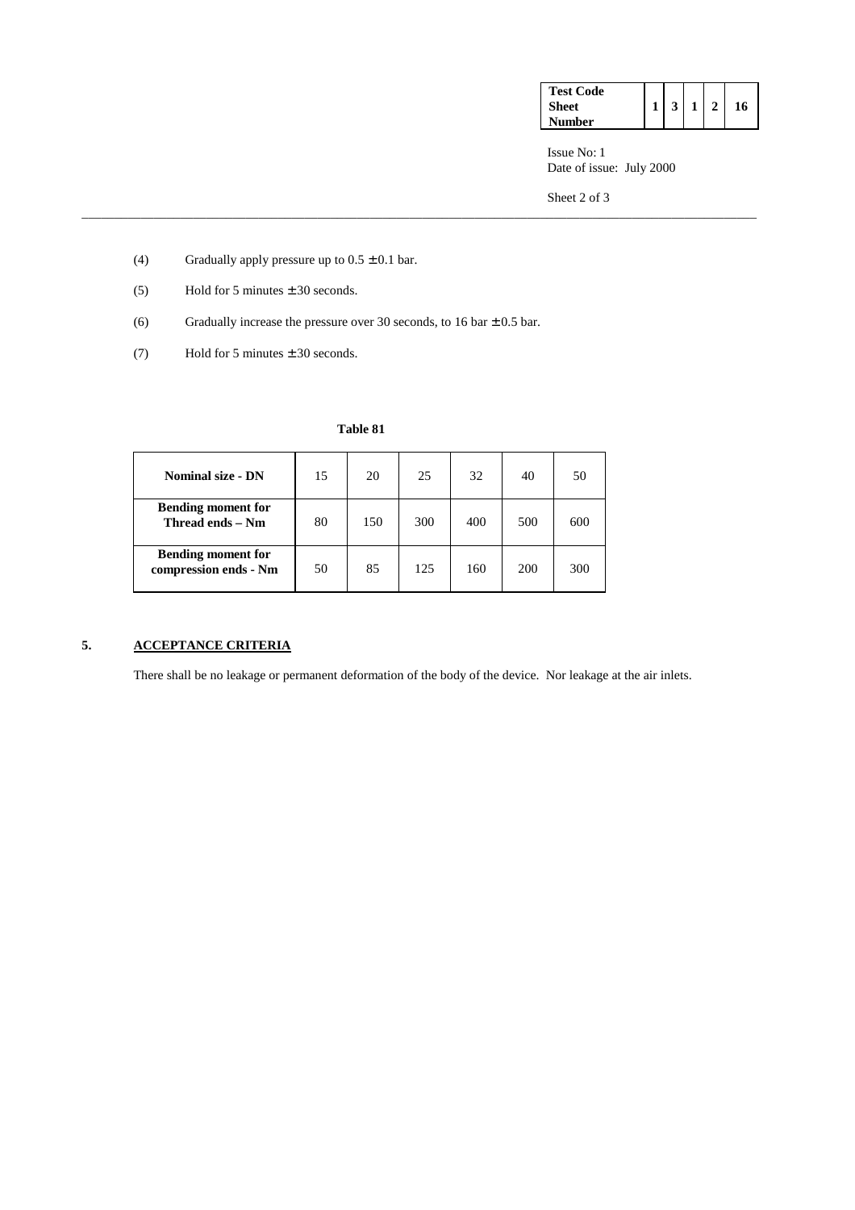(4) Gradually apply pressure up to 0.5 ± 0.1 bar.

(5) Hold for 5 minutes ± 30 seconds.

(6) Gradually increase the pressure over 30 seconds, to 16 bar ± 0.5 bar.

(7) Hold for 5 minutes ± 30 seconds.

**Table 81**

| **Nominal size - DN** | 15 | 20 | 25 | 32 | 40 | 50 |
|---|---|---|---|---|---|---|
| **Bending moment for Thread ends – Nm** | 80 | 150 | 300 | 400 | 500 | 600 |
| **Bending moment for compression ends - Nm** | 50 | 85 | 125 | 160 | 200 | 300 |

## 5. ACCEPTANCE CRITERIA

There shall be no leakage or permanent deformation of the body of the device. Nor leakage at the air inlets.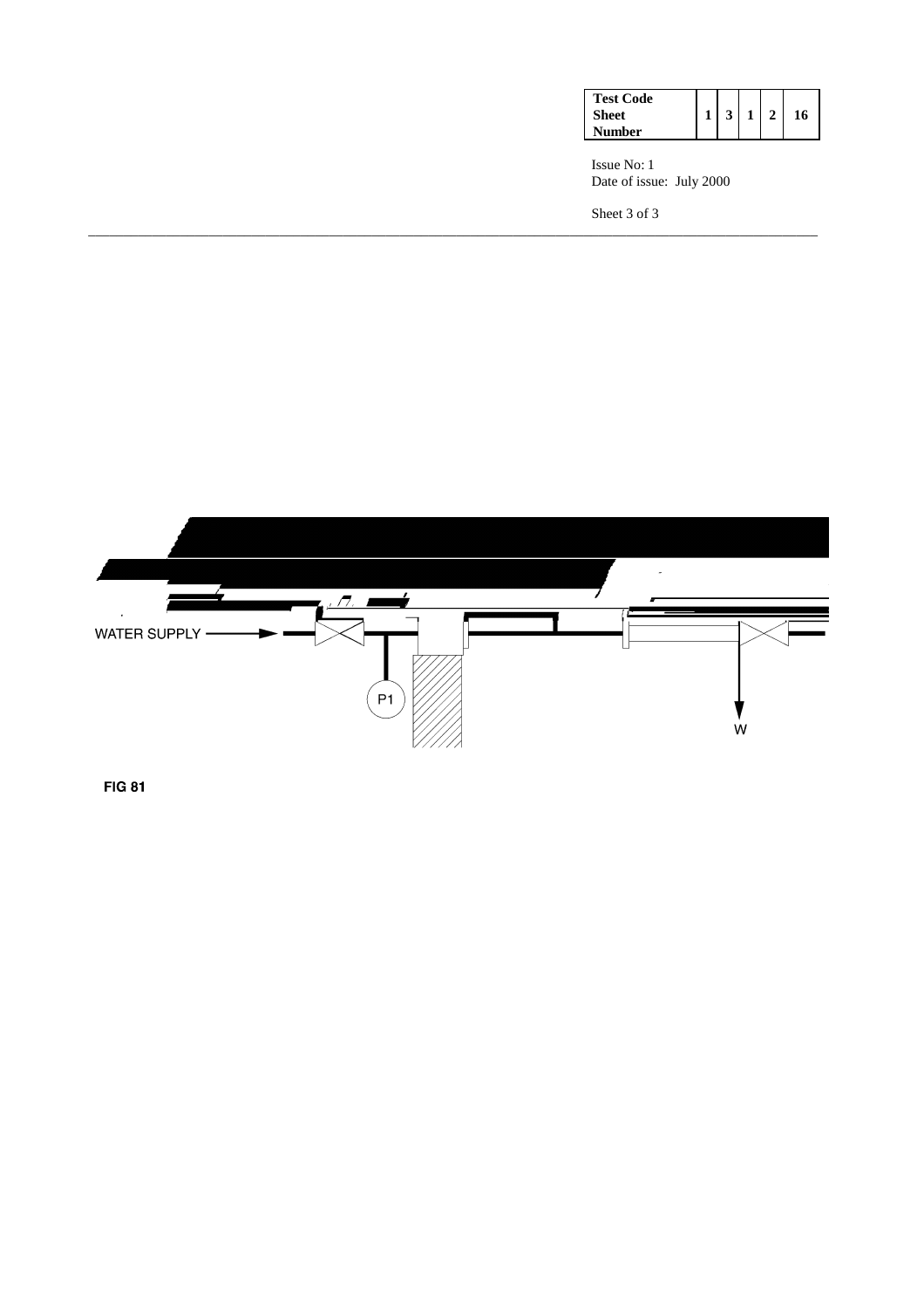WATER SUPPLY

P1

W

**FIG 81**